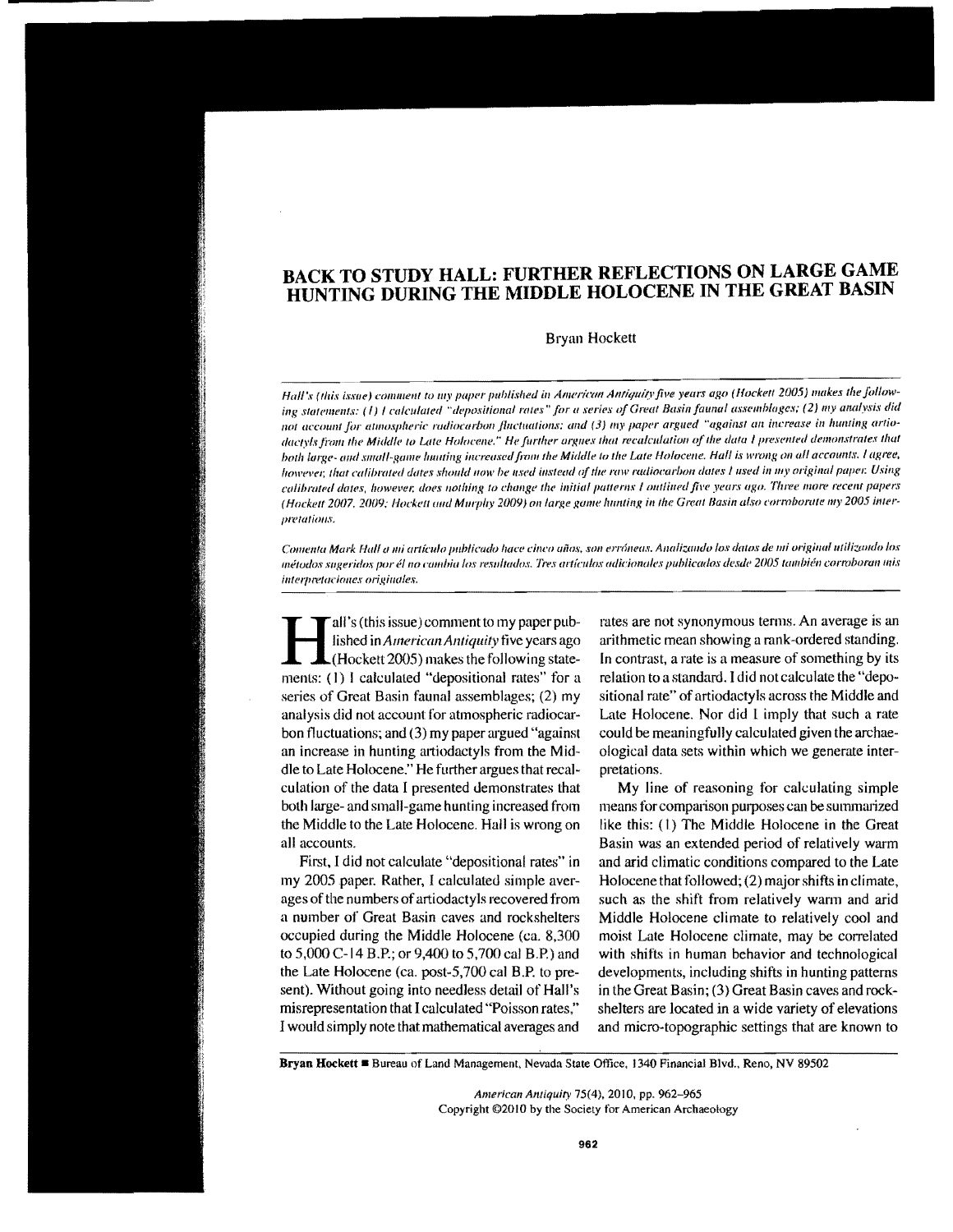# BACK TO STUDY HALL: FURTHER REFLECTIONS ON LARGE GAME HUNTING DURING THE MIDDLE HOLOCENE IN THE GREAT BASIN

Bryan Hockett

*Hall's (this issue) comment to my paper published in American Antiquity five years ago (Hockett 2005) makes the following statements: (1) I calculated "depositional rates" for a series of Great Basin faunal assemblages; (2) my analysis did not account for atmospheric radiocarbon fluctuations; and (3) my paper argued "against an increase in hunting artiodactyls from the Middle to Late Holocene." He further argues that recalculation of the data I presented demonstrates that both large- and small-game hunting increased from the Middle to the Late Holocene. Hall is wrong on all accounts. I agree, however, that calibrated dates should now be used instead of the raw radiocarbon dates I used in my original paper. Using calibrated dates, however, does nothing to change the initial patterns I outlined five years ago. Three more recent papers (Hockett 2007, 2009; Hockett and Murphy 2009) on large game hunting in the Great Basin also corroborate my 2005 interpretations.*

*Comenta Mark Hall a mi artículo publicado hace cinco años, son erróneas. Analizando los datos de mi original utilizando los métodos sugeridos por él no cambia los resultados. Tres artículos adicionales publicados desde 2005 también corroboran mis interpretaciones originales.*

Hall's (this issue) comment to my paper published in *American Antiquity* five years ago (Hockett 2005) makes the following statements: (1) I calculated "depositional rates" for a series of Great Basin faunal assemblages; (2) my analysis did not account for atmospheric radiocarbon fluctuations; and (3) my paper argued "against an increase in hunting artiodactyls from the Middle to Late Holocene." He further argues that recalculation of the data I presented demonstrates that both large- and small-game hunting increased from the Middle to the Late Holocene. Hall is wrong on all accounts.

First, I did not calculate "depositional rates" in my 2005 paper. Rather, I calculated simple averages of the numbers of artiodactyls recovered from a number of Great Basin caves and rockshelters occupied during the Middle Holocene (ca. 8,300 to 5,000 C-14 B.P.; or 9,400 to 5,700 cal B.P.) and the Late Holocene (ca. post-5,700 cal B.P. to present). Without going into needless detail of Hall's misrepresentation that I calculated "Poisson rates," I would simply note that mathematical averages and rates are not synonymous terms. An average is an arithmetic mean showing a rank-ordered standing. In contrast, a rate is a measure of something by its relation to a standard. I did not calculate the "depositional rate" of artiodactyls across the Middle and Late Holocene. Nor did I imply that such a rate could be meaningfully calculated given the archaeological data sets within which we generate interpretations.

My line of reasoning for calculating simple means for comparison purposes can be summarized like this: (1) The Middle Holocene in the Great Basin was an extended period of relatively warm and arid climatic conditions compared to the Late Holocene that followed; (2) major shifts in climate, such as the shift from relatively warm and arid Middle Holocene climate to relatively cool and moist Late Holocene climate, may be correlated with shifts in human behavior and technological developments, including shifts in hunting patterns in the Great Basin; (3) Great Basin caves and rockshelters are located in a wide variety of elevations and micro-topographic settings that are known to

**Bryan Hockett** ■ Bureau of Land Management, Nevada State Office, 1340 Financial Blvd., Reno, NV 89502

*American Antiquity* 75(4), 2010, pp. 962–965
Copyright ©2010 by the Society for American Archaeology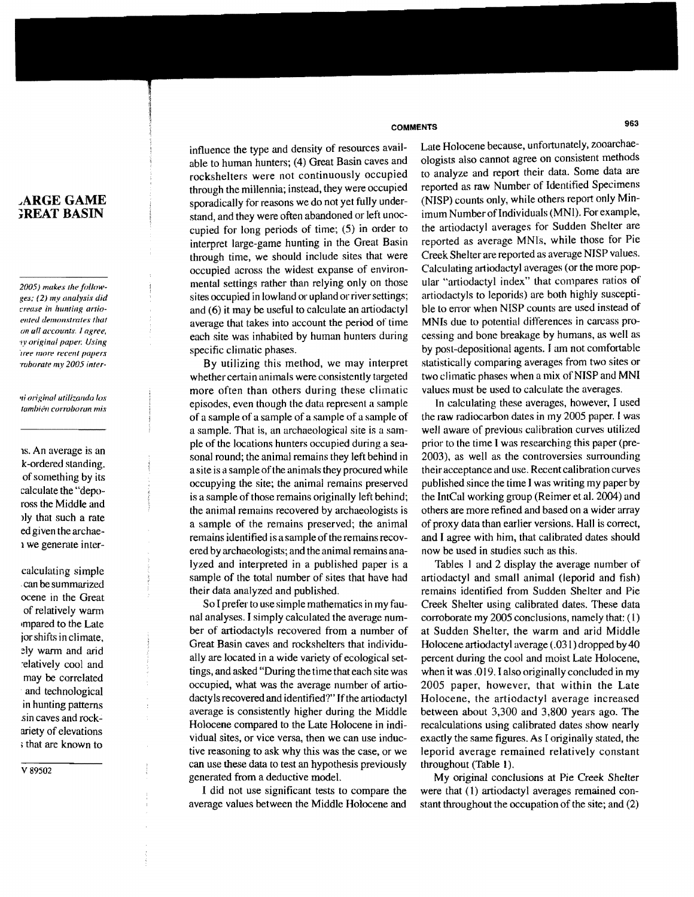influence the type and density of resources available to human hunters; (4) Great Basin caves and rockshelters were not continuously occupied through the millennia; instead, they were occupied sporadically for reasons we do not yet fully understand, and they were often abandoned or left unoccupied for long periods of time; (5) in order to interpret large-game hunting in the Great Basin through time, we should include sites that were occupied across the widest expanse of environmental settings rather than relying only on those sites occupied in lowland or upland or river settings; and (6) it may be useful to calculate an artiodactyl average that takes into account the period of time each site was inhabited by human hunters during specific climatic phases.

By utilizing this method, we may interpret whether certain animals were consistently targeted more often than others during these climatic episodes, even though the data represent a sample of a sample of a sample of a sample of a sample of a sample. That is, an archaeological site is a sample of the locations hunters occupied during a seasonal round; the animal remains they left behind in a site is a sample of the animals they procured while occupying the site; the animal remains preserved is a sample of those remains originally left behind; the animal remains recovered by archaeologists is a sample of the remains preserved; the animal remains identified is a sample of the remains recovered by archaeologists; and the animal remains analyzed and interpreted in a published paper is a sample of the total number of sites that have had their data analyzed and published.

So I prefer to use simple mathematics in my faunal analyses. I simply calculated the average number of artiodactyls recovered from a number of Great Basin caves and rockshelters that individually are located in a wide variety of ecological settings, and asked "During the time that each site was occupied, what was the average number of artiodactyls recovered and identified?" If the artiodactyl average is consistently higher during the Middle Holocene compared to the Late Holocene in individual sites, or vice versa, then we can use inductive reasoning to ask why this was the case, or we can use these data to test an hypothesis previously generated from a deductive model.

I did not use significant tests to compare the average values between the Middle Holocene and Late Holocene because, unfortunately, zooarchaeologists also cannot agree on consistent methods to analyze and report their data. Some data are reported as raw Number of Identified Specimens (NISP) counts only, while others report only Minimum Number of Individuals (MNI). For example, the artiodactyl averages for Sudden Shelter are reported as average MNIs, while those for Pie Creek Shelter are reported as average NISP values. Calculating artiodactyl averages (or the more popular "artiodactyl index" that compares ratios of artiodactyls to leporids) are both highly susceptible to error when NISP counts are used instead of MNIs due to potential differences in carcass processing and bone breakage by humans, as well as by post-depositional agents. I am not comfortable statistically comparing averages from two sites or two climatic phases when a mix of NISP and MNI values must be used to calculate the averages.

In calculating these averages, however, I used the raw radiocarbon dates in my 2005 paper. I was well aware of previous calibration curves utilized prior to the time I was researching this paper (pre-2003), as well as the controversies surrounding their acceptance and use. Recent calibration curves published since the time I was writing my paper by the IntCal working group (Reimer et al. 2004) and others are more refined and based on a wider array of proxy data than earlier versions. Hall is correct, and I agree with him, that calibrated dates should now be used in studies such as this.

Tables 1 and 2 display the average number of artiodactyl and small animal (leporid and fish) remains identified from Sudden Shelter and Pie Creek Shelter using calibrated dates. These data corroborate my 2005 conclusions, namely that: (1) at Sudden Shelter, the warm and arid Middle Holocene artiodactyl average (.031) dropped by 40 percent during the cool and moist Late Holocene, when it was .019. I also originally concluded in my 2005 paper, however, that within the Late Holocene, the artiodactyl average increased between about 3,300 and 3,800 years ago. The recalculations using calibrated dates show nearly exactly the same figures. As I originally stated, the leporid average remained relatively constant throughout (Table 1).

My original conclusions at Pie Creek Shelter were that (1) artiodactyl averages remained constant throughout the occupation of the site; and (2)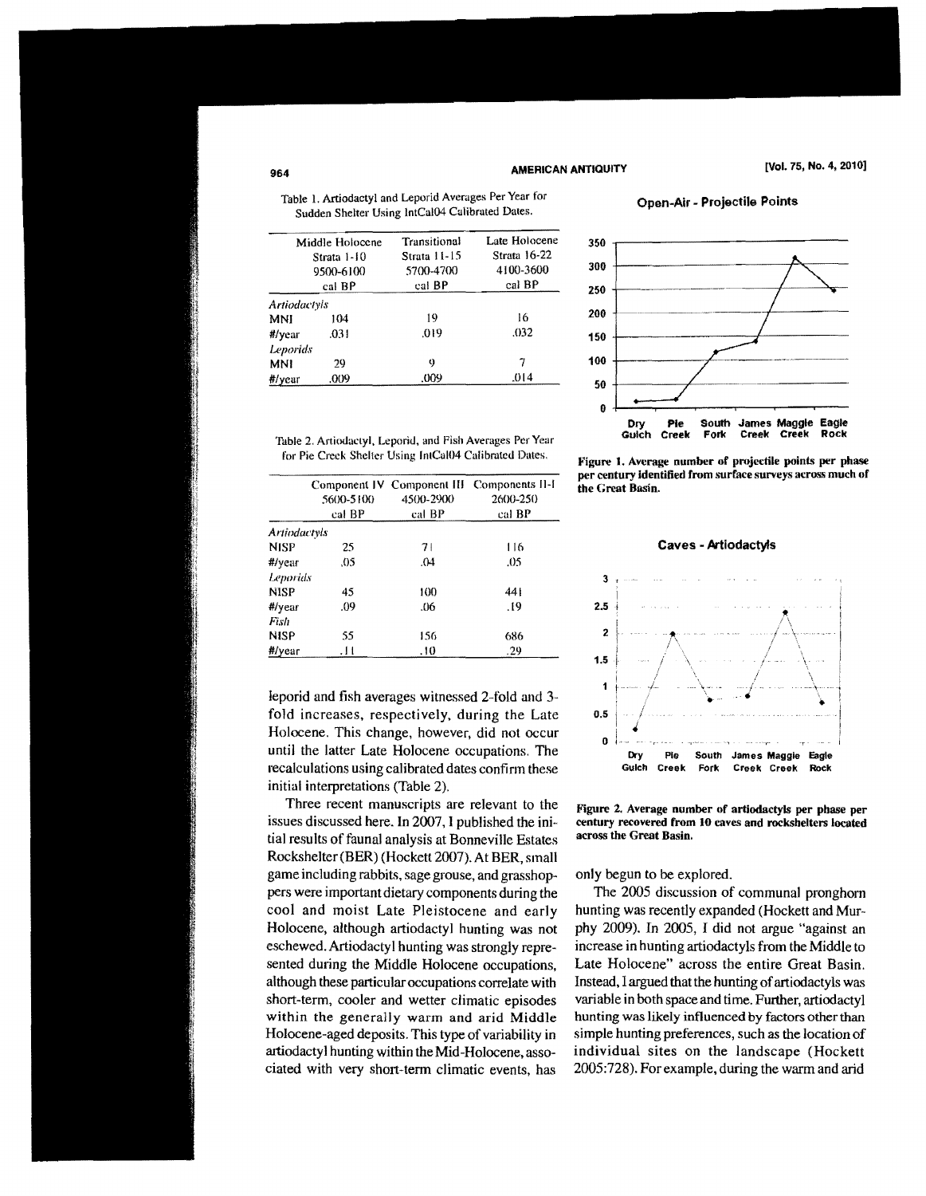Table 1. Artiodactyl and Leporid Averages Per Year for Sudden Shelter Using IntCal04 Calibrated Dates.

| | Middle Holocene Strata 1-10 9500-6100 cal BP | Transitional Strata 11-15 5700-4700 cal BP | Late Holocene Strata 16-22 4100-3600 cal BP |
|---|---|---|---|
| *Artiodactyls* | | | |
| MNI | 104 | 19 | 16 |
| #/year | .031 | .019 | .032 |
| *Leporids* | | | |
| MNI | 29 | 9 | 7 |
| #/year | .009 | .009 | .014 |

Table 2. Artiodactyl, Leporid, and Fish Averages Per Year for Pie Creek Shelter Using IntCal04 Calibrated Dates.

| | Component IV 5600-5100 cal BP | Component III 4500-2900 cal BP | Components II-I 2600-250 cal BP |
|---|---|---|---|
| *Artiodactyls* | | | |
| NISP | 25 | 71 | 116 |
| #/year | .05 | .04 | .05 |
| *Leporids* | | | |
| NISP | 45 | 100 | 441 |
| #/year | .09 | .06 | .19 |
| *Fish* | | | |
| NISP | 55 | 156 | 686 |
| #/year | .11 | .10 | .29 |

leporid and fish averages witnessed 2-fold and 3-fold increases, respectively, during the Late Holocene. This change, however, did not occur until the latter Late Holocene occupations. The recalculations using calibrated dates confirm these initial interpretations (Table 2).

Three recent manuscripts are relevant to the issues discussed here. In 2007, I published the initial results of faunal analysis at Bonneville Estates Rockshelter (BER) (Hockett 2007). At BER, small game including rabbits, sage grouse, and grasshoppers were important dietary components during the cool and moist Late Pleistocene and early Holocene, although artiodactyl hunting was not eschewed. Artiodactyl hunting was strongly represented during the Middle Holocene occupations, although these particular occupations correlate with short-term, cooler and wetter climatic episodes within the generally warm and arid Middle Holocene-aged deposits. This type of variability in artiodactyl hunting within the Mid-Holocene, associated with very short-term climatic events, has only begun to be explored.

**Open-Air - Projectile Points**

Figure 1. Average number of projectile points per phase per century identified from surface surveys across much of the Great Basin.

**Caves - Artiodactyls**

Figure 2. Average number of artiodactyls per phase per century recovered from 10 caves and rockshelters located across the Great Basin.

The 2005 discussion of communal pronghorn hunting was recently expanded (Hockett and Murphy 2009). In 2005, I did not argue "against an increase in hunting artiodactyls from the Middle to Late Holocene" across the entire Great Basin. Instead, I argued that the hunting of artiodactyls was variable in both space and time. Further, artiodactyl hunting was likely influenced by factors other than simple hunting preferences, such as the location of individual sites on the landscape (Hockett 2005:728). For example, during the warm and arid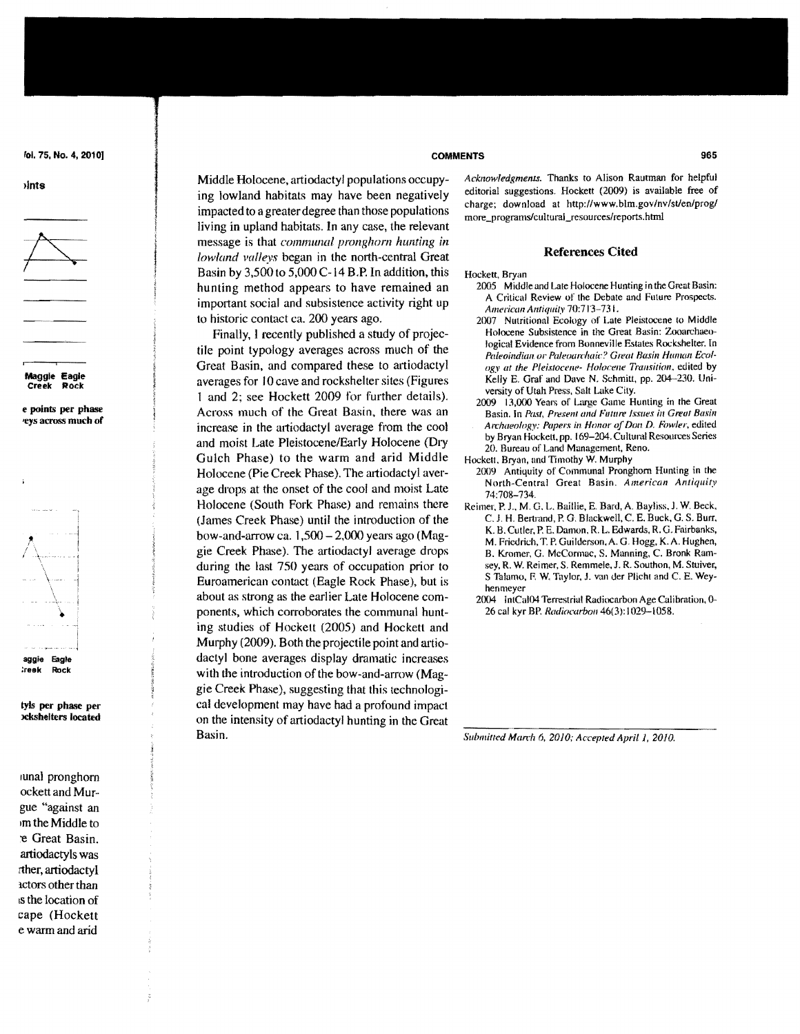Middle Holocene, artiodactyl populations occupying lowland habitats may have been negatively impacted to a greater degree than those populations living in upland habitats. In any case, the relevant message is that *communal pronghorn hunting in lowland valleys* began in the north-central Great Basin by 3,500 to 5,000 C-14 B.P. In addition, this hunting method appears to have remained an important social and subsistence activity right up to historic contact ca. 200 years ago.

Finally, I recently published a study of projectile point typology averages across much of the Great Basin, and compared these to artiodactyl averages for 10 cave and rockshelter sites (Figures 1 and 2; see Hockett 2009 for further details). Across much of the Great Basin, there was an increase in the artiodactyl average from the cool and moist Late Pleistocene/Early Holocene (Dry Gulch Phase) to the warm and arid Middle Holocene (Pie Creek Phase). The artiodactyl average drops at the onset of the cool and moist Late Holocene (South Fork Phase) and remains there (James Creek Phase) until the introduction of the bow-and-arrow ca. 1,500 – 2,000 years ago (Maggie Creek Phase). The artiodactyl average drops during the last 750 years of occupation prior to Euroamerican contact (Eagle Rock Phase), but is about as strong as the earlier Late Holocene components, which corroborates the communal hunting studies of Hockett (2005) and Hockett and Murphy (2009). Both the projectile point and artiodactyl bone averages display dramatic increases with the introduction of the bow-and-arrow (Maggie Creek Phase), suggesting that this technological development may have had a profound impact on the intensity of artiodactyl hunting in the Great Basin.

*Acknowledgments.* Thanks to Alison Rautman for helpful editorial suggestions. Hockett (2009) is available free of charge; download at http://www.blm.gov/nv/st/en/prog/more_programs/cultural_resources/reports.html

## References Cited

Hockett, Bryan

2005 Middle and Late Holocene Hunting in the Great Basin: A Critical Review of the Debate and Future Prospects. *American Antiquity* 70:713–731.

2007 Nutritional Ecology of Late Pleistocene to Middle Holocene Subsistence in the Great Basin: Zooarchaeological Evidence from Bonneville Estates Rockshelter. In *Paleoindian or Paleoarchaic? Great Basin Human Ecology at the Pleistocene- Holocene Transition*, edited by Kelly E. Graf and Dave N. Schmitt, pp. 204–230. University of Utah Press, Salt Lake City.

2009 13,000 Years of Large Game Hunting in the Great Basin. In *Past, Present and Future Issues in Great Basin Archaeology: Papers in Honor of Don D. Fowler*, edited by Bryan Hockett, pp. 169–204. Cultural Resources Series 20. Bureau of Land Management, Reno.

Hockett, Bryan, and Timothy W. Murphy

2009 Antiquity of Communal Pronghorn Hunting in the North-Central Great Basin. *American Antiquity* 74:708–734.

Reimer, P. J., M. G. L. Baillie, E. Bard, A. Bayliss, J. W. Beck, C. J. H. Bertrand, P. G. Blackwell, C. E. Buck, G. S. Burr, K. B. Cutler, P. E. Damon, R. L. Edwards, R. G. Fairbanks, M. Friedrich, T. P. Guilderson, A. G. Hogg, K. A. Hughen, B. Kromer, G. McCormac, S. Manning, C. Bronk Ramsey, R. W. Reimer, S. Remmele, J. R. Southon, M. Stuiver, S Talamo, F. W. Taylor, J. van der Plicht and C. E. Weyhenmeyer

2004 IntCal04 Terrestrial Radiocarbon Age Calibration, 0-26 cal kyr BP. *Radiocarbon* 46(3):1029–1058.

*Submitted March 6, 2010; Accepted April 1, 2010.*